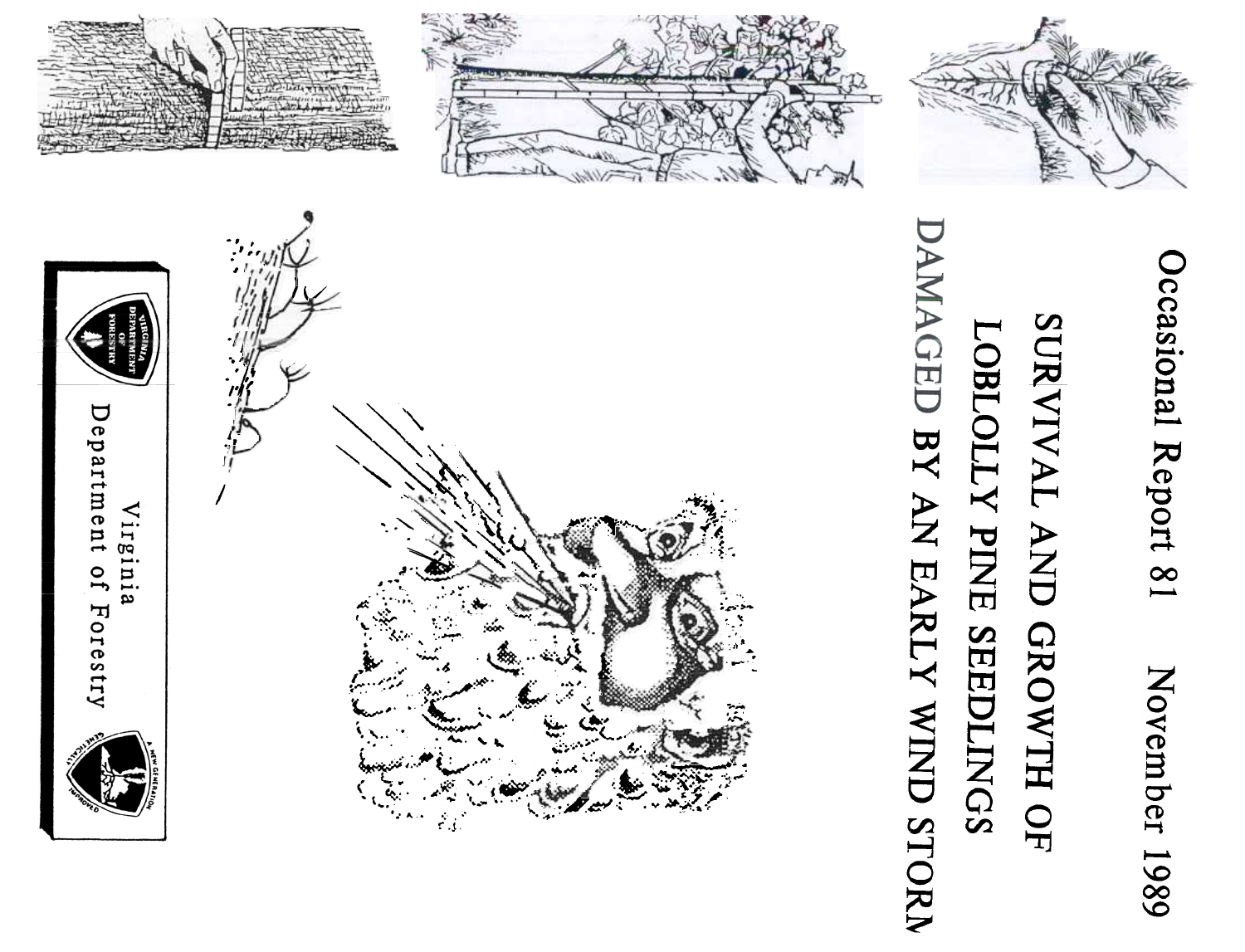Occasional Report 81 November 1989

# SURVIVAL AND GROWTH OF LOBLOLLY PINE SEEDLINGS DAMAGED BY AN EARLY WIND STORM

Virginia Department of Forestry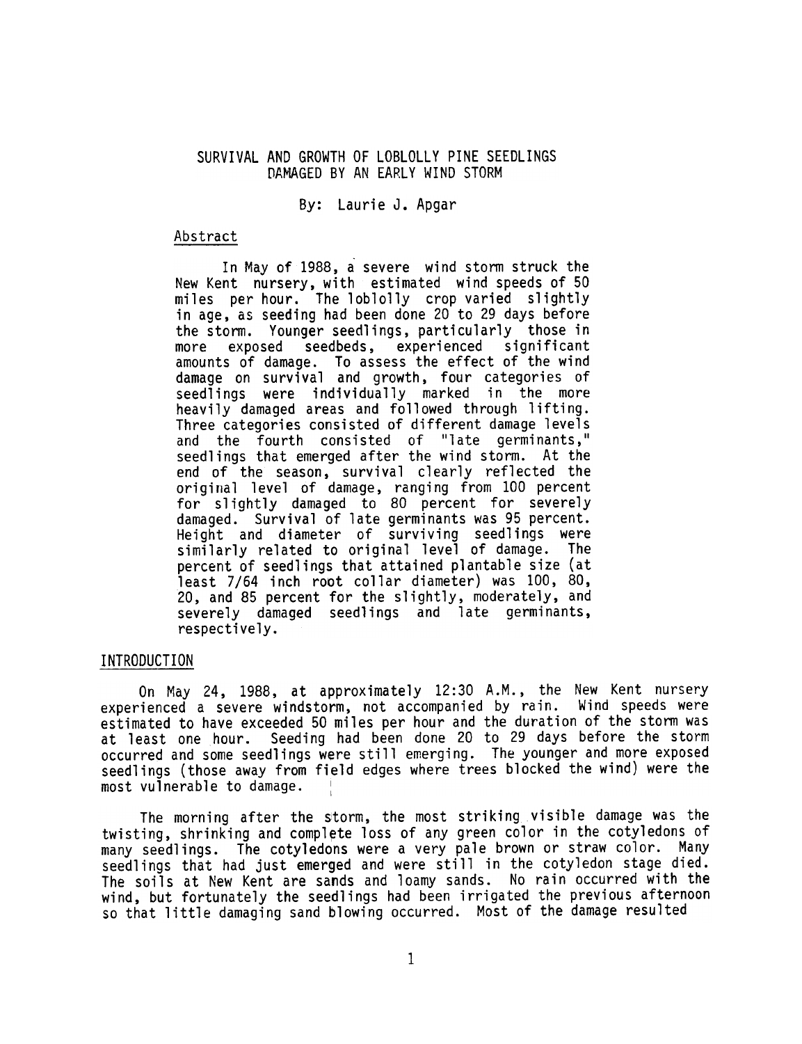# SURVIVAL AND GROWTH OF LOBLOLLY PINE SEEDLINGS DAMAGED BY AN EARLY WIND STORM

By: Laurie J. Apgar

## Abstract

In May of 1988, a severe wind storm struck the New Kent nursery, with estimated wind speeds of 50 miles per hour. The loblolly crop varied slightly in age, as seeding had been done 20 to 29 days before the storm. Younger seedlings, particularly those in more exposed seedbeds, experienced significant amounts of damage. To assess the effect of the wind damage on survival and growth, four categories of seedlings were individually marked in the more heavily damaged areas and followed through lifting. Three categories consisted of different damage levels and the fourth consisted of "late germinants," seedlings that emerged after the wind storm. At the end of the season, survival clearly reflected the original level of damage, ranging from 100 percent for slightly damaged to 80 percent for severely damaged. Survival of late germinants was 95 percent. Height and diameter of surviving seedlings were similarly related to original level of damage. The percent of seedlings that attained plantable size (at least 7/64 inch root collar diameter) was 100, 80, 20, and 85 percent for the slightly, moderately, and severely damaged seedlings and late germinants, respectively.

## INTRODUCTION

On May 24, 1988, at approximately 12:30 A.M., the New Kent nursery experienced a severe windstorm, not accompanied by rain. Wind speeds were estimated to have exceeded 50 miles per hour and the duration of the storm was at least one hour. Seeding had been done 20 to 29 days before the storm occurred and some seedlings were still emerging. The younger and more exposed seedlings (those away from field edges where trees blocked the wind) were the most vulnerable to damage.

The morning after the storm, the most striking visible damage was the twisting, shrinking and complete loss of any green color in the cotyledons of many seedlings. The cotyledons were a very pale brown or straw color. Many seedlings that had just emerged and were still in the cotyledon stage died. The soils at New Kent are sands and loamy sands. No rain occurred with the wind, but fortunately the seedlings had been irrigated the previous afternoon so that little damaging sand blowing occurred. Most of the damage resulted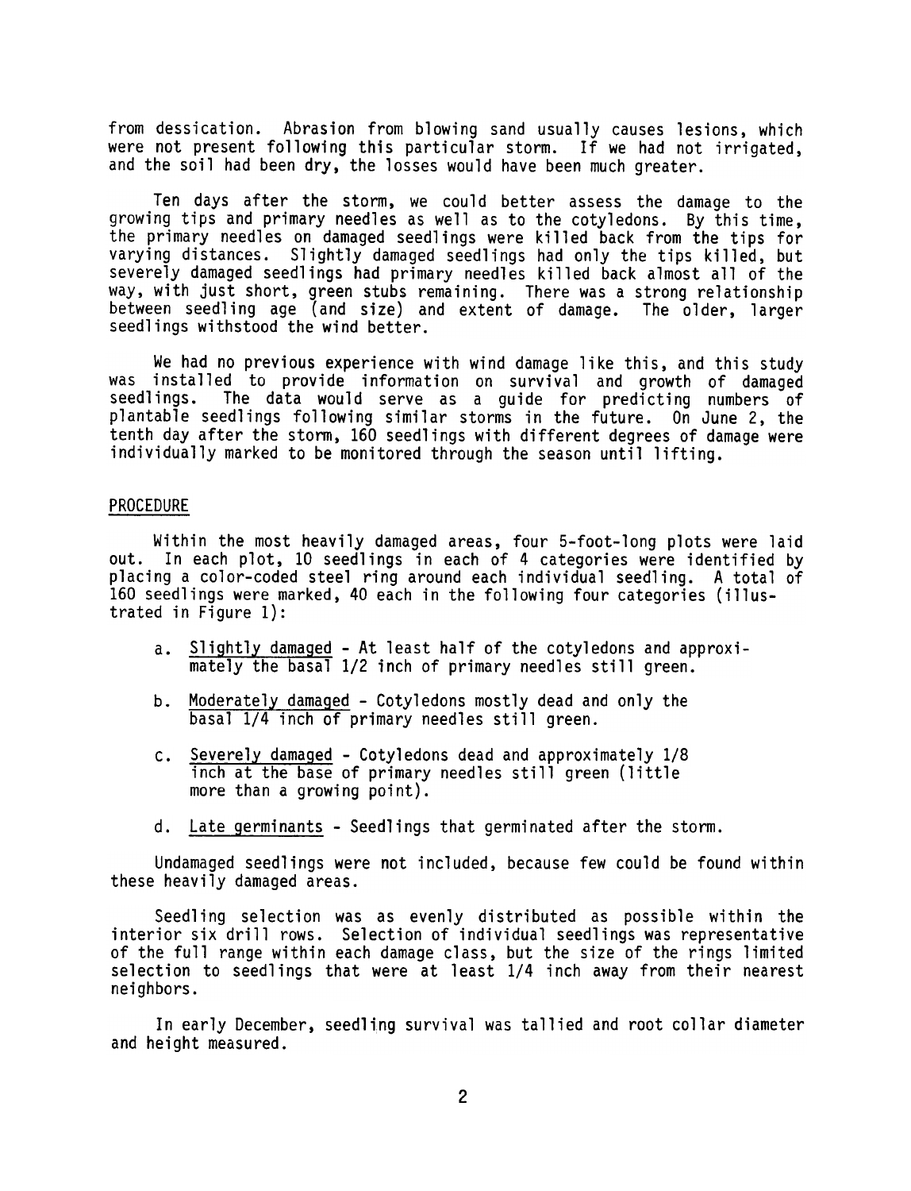from dessication. Abrasion from blowing sand usually causes lesions, which were not present following this particular storm. If we had not irrigated, and the soil had been dry, the losses would have been much greater.

Ten days after the storm, we could better assess the damage to the growing tips and primary needles as well as to the cotyledons. By this time, the primary needles on damaged seedlings were killed back from the tips for varying distances. Slightly damaged seedlings had only the tips killed, but severely damaged seedlings had primary needles killed back almost all of the way, with just short, green stubs remaining. There was a strong relationship between seedling age (and size) and extent of damage. The older, larger seedlings withstood the wind better.

We had no previous experience with wind damage like this, and this study was installed to provide information on survival and growth of damaged seedlings. The data would serve as a guide for predicting numbers of plantable seedlings following similar storms in the future. On June 2, the tenth day after the storm, 160 seedlings with different degrees of damage were individually marked to be monitored through the season until lifting.

## PROCEDURE

Within the most heavily damaged areas, four 5-foot-long plots were laid out. In each plot, 10 seedlings in each of 4 categories were identified by placing a color-coded steel ring around each individual seedling. A total of 160 seedlings were marked, 40 each in the following four categories (illustrated in Figure 1):

a. Slightly damaged - At least half of the cotyledons and approximately the basal 1/2 inch of primary needles still green.

b. Moderately damaged - Cotyledons mostly dead and only the basal 1/4 inch of primary needles still green.

c. Severely damaged - Cotyledons dead and approximately 1/8 inch at the base of primary needles still green (little more than a growing point).

d. Late germinants - Seedlings that germinated after the storm.

Undamaged seedlings were not included, because few could be found within these heavily damaged areas.

Seedling selection was as evenly distributed as possible within the interior six drill rows. Selection of individual seedlings was representative of the full range within each damage class, but the size of the rings limited selection to seedlings that were at least 1/4 inch away from their nearest neighbors.

In early December, seedling survival was tallied and root collar diameter and height measured.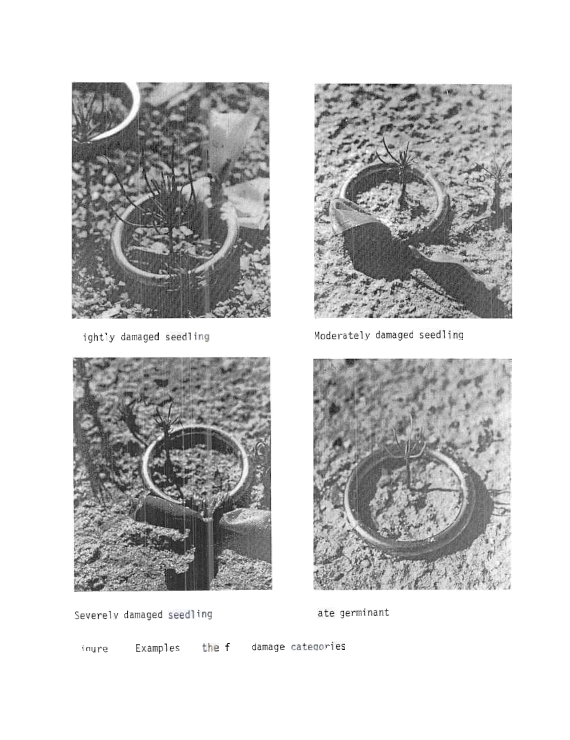ightly damaged seedling

Moderately damaged seedling

Severely damaged seedling

ate germinant

ioure Examples the f damage categories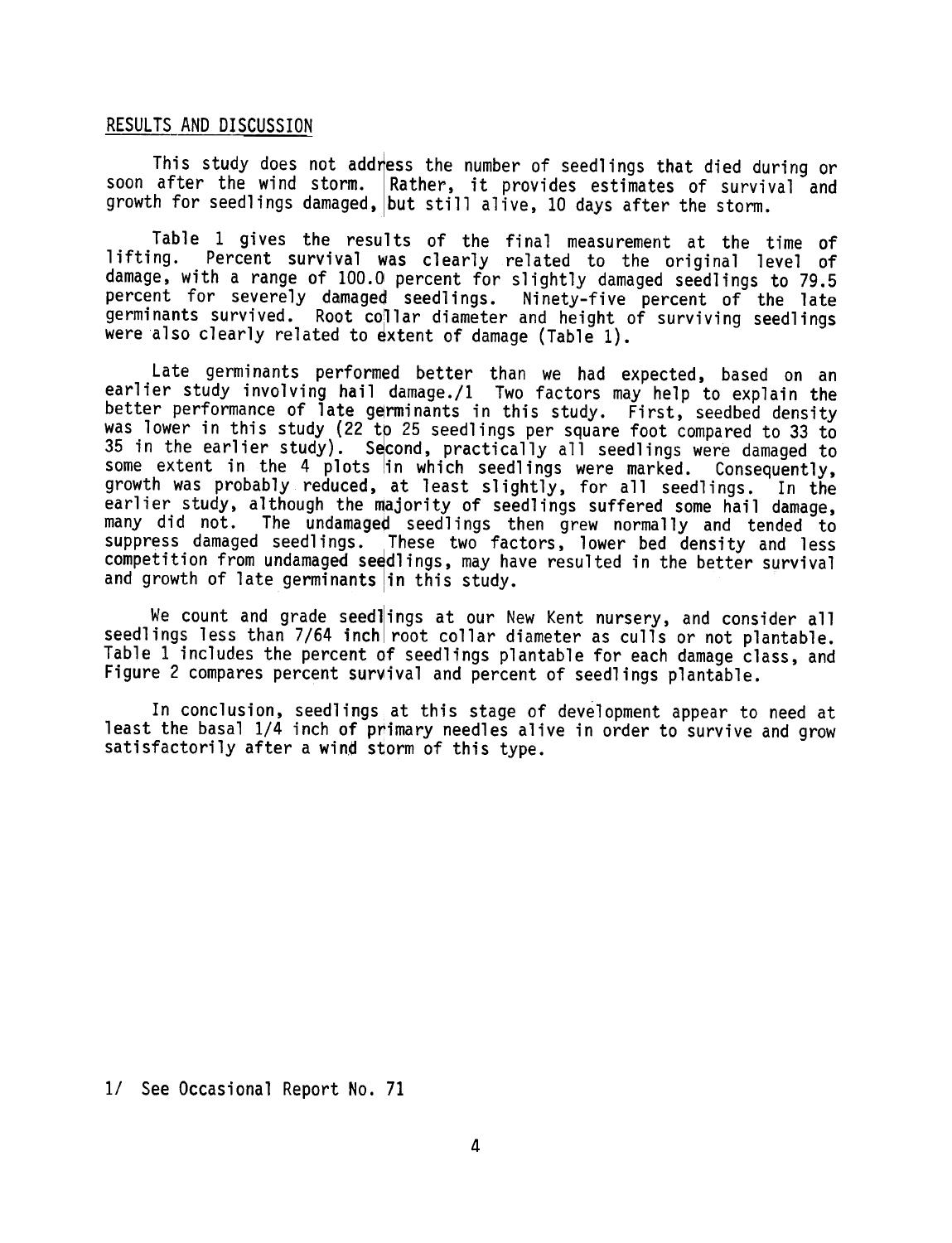## RESULTS AND DISCUSSION

This study does not address the number of seedlings that died during or soon after the wind storm. Rather, it provides estimates of survival and growth for seedlings damaged, but still alive, 10 days after the storm.

Table 1 gives the results of the final measurement at the time of lifting. Percent survival was clearly related to the original level of damage, with a range of 100.0 percent for slightly damaged seedlings to 79.5 percent for severely damaged seedlings. Ninety-five percent of the late germinants survived. Root collar diameter and height of surviving seedlings were also clearly related to extent of damage (Table 1).

Late germinants performed better than we had expected, based on an earlier study involving hail damage./1 Two factors may help to explain the better performance of late germinants in this study. First, seedbed density was lower in this study (22 to 25 seedlings per square foot compared to 33 to 35 in the earlier study). Second, practically all seedlings were damaged to some extent in the 4 plots in which seedlings were marked. Consequently, growth was probably reduced, at least slightly, for all seedlings. In the earlier study, although the majority of seedlings suffered some hail damage, many did not. The undamaged seedlings then grew normally and tended to suppress damaged seedlings. These two factors, lower bed density and less competition from undamaged seedlings, may have resulted in the better survival and growth of late germinants in this study.

We count and grade seedlings at our New Kent nursery, and consider all seedlings less than 7/64 inch root collar diameter as culls or not plantable. Table 1 includes the percent of seedlings plantable for each damage class, and Figure 2 compares percent survival and percent of seedlings plantable.

In conclusion, seedlings at this stage of development appear to need at least the basal 1/4 inch of primary needles alive in order to survive and grow satisfactorily after a wind storm of this type.

1/ See Occasional Report No. 71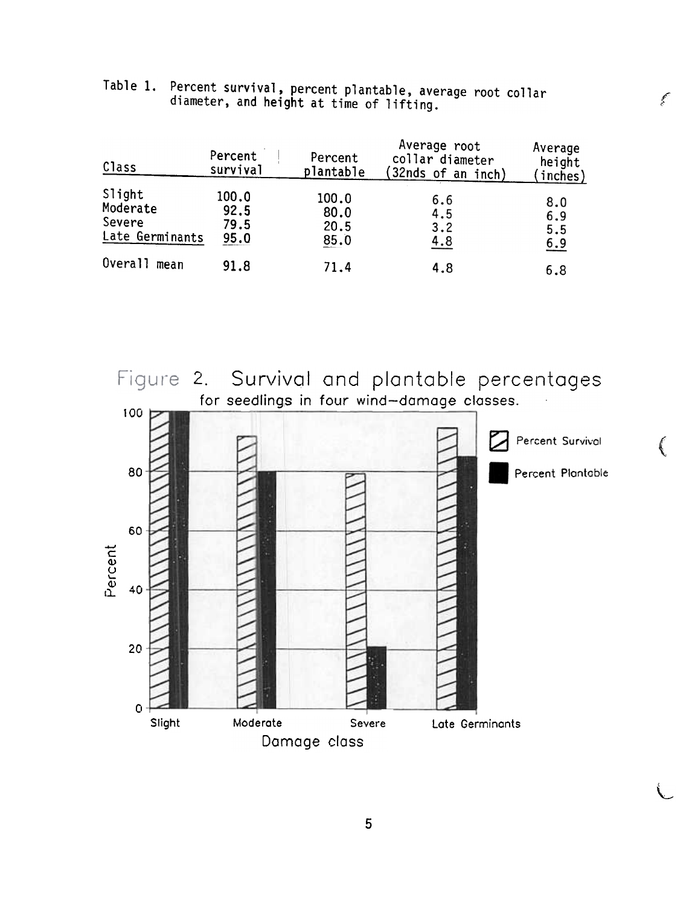Table 1. Percent survival, percent plantable, average root collar diameter, and height at time of lifting.

| Class | Percent survival | Percent plantable | Average root collar diameter (32nds of an inch) | Average height (inches) |
|---|---|---|---|---|
| Slight | 100.0 | 100.0 | 6.6 | 8.0 |
| Moderate | 92.5 | 80.0 | 4.5 | 6.9 |
| Severe | 79.5 | 20.5 | 3.2 | 5.5 |
| Late Germinants | 95.0 | 85.0 | 4.8 | 6.9 |
| Overall mean | 91.8 | 71.4 | 4.8 | 6.8 |

Figure 2. Survival and plantable percentages for seedlings in four wind-damage classes.

Percent Survival
Percent Plantable

100
80
60
40
20
0

Percent

Slight
Moderate
Severe
Late Germinants

Damage class